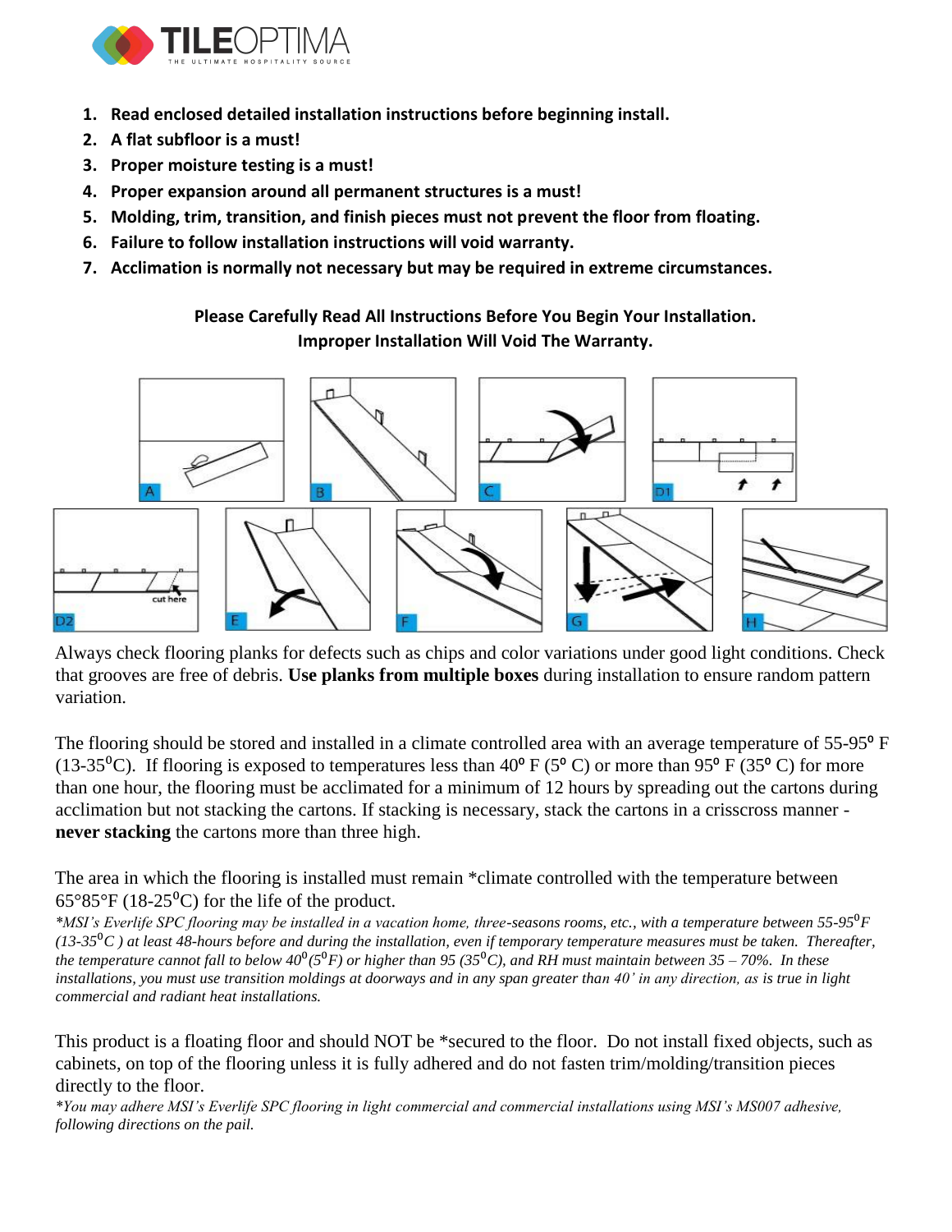1. **Read enclosed detailed installation instructions before beginning install.**
2. **A flat subfloor is a must!**
3. **Proper moisture testing is a must!**
4. **Proper expansion around all permanent structures is a must!**
5. **Molding, trim, transition, and finish pieces must not prevent the floor from floating.**
6. **Failure to follow installation instructions will void warranty.**
7. **Acclimation is normally not necessary but may be required in extreme circumstances.**

**Please Carefully Read All Instructions Before You Begin Your Installation.**
**Improper Installation Will Void The Warranty.**

A B C D1 D2 E F G H

cut here

Always check flooring planks for defects such as chips and color variations under good light conditions. Check that grooves are free of debris. **Use planks from multiple boxes** during installation to ensure random pattern variation.

The flooring should be stored and installed in a climate controlled area with an average temperature of 55-95° F (13-35°C). If flooring is exposed to temperatures less than 40° F (5° C) or more than 95° F (35° C) for more than one hour, the flooring must be acclimated for a minimum of 12 hours by spreading out the cartons during acclimation but not stacking the cartons. If stacking is necessary, stack the cartons in a crisscross manner - **never stacking** the cartons more than three high.

The area in which the flooring is installed must remain *climate controlled with the temperature between 65°85°F (18-25°C) for the life of the product.

*\*MSI's Everlife SPC flooring may be installed in a vacation home, three-seasons rooms, etc., with a temperature between 55-95°F (13-35°C ) at least 48-hours before and during the installation, even if temporary temperature measures must be taken. Thereafter, the temperature cannot fall to below 40° (5°F) or higher than 95 (35°C), and RH must maintain between 35 – 70%. In these installations, you must use transition moldings at doorways and in any span greater than 40' in any direction, as is true in light commercial and radiant heat installations.*

This product is a floating floor and should NOT be *secured to the floor. Do not install fixed objects, such as cabinets, on top of the flooring unless it is fully adhered and do not fasten trim/molding/transition pieces directly to the floor.

*\*You may adhere MSI's Everlife SPC flooring in light commercial and commercial installations using MSI's MS007 adhesive, following directions on the pail.*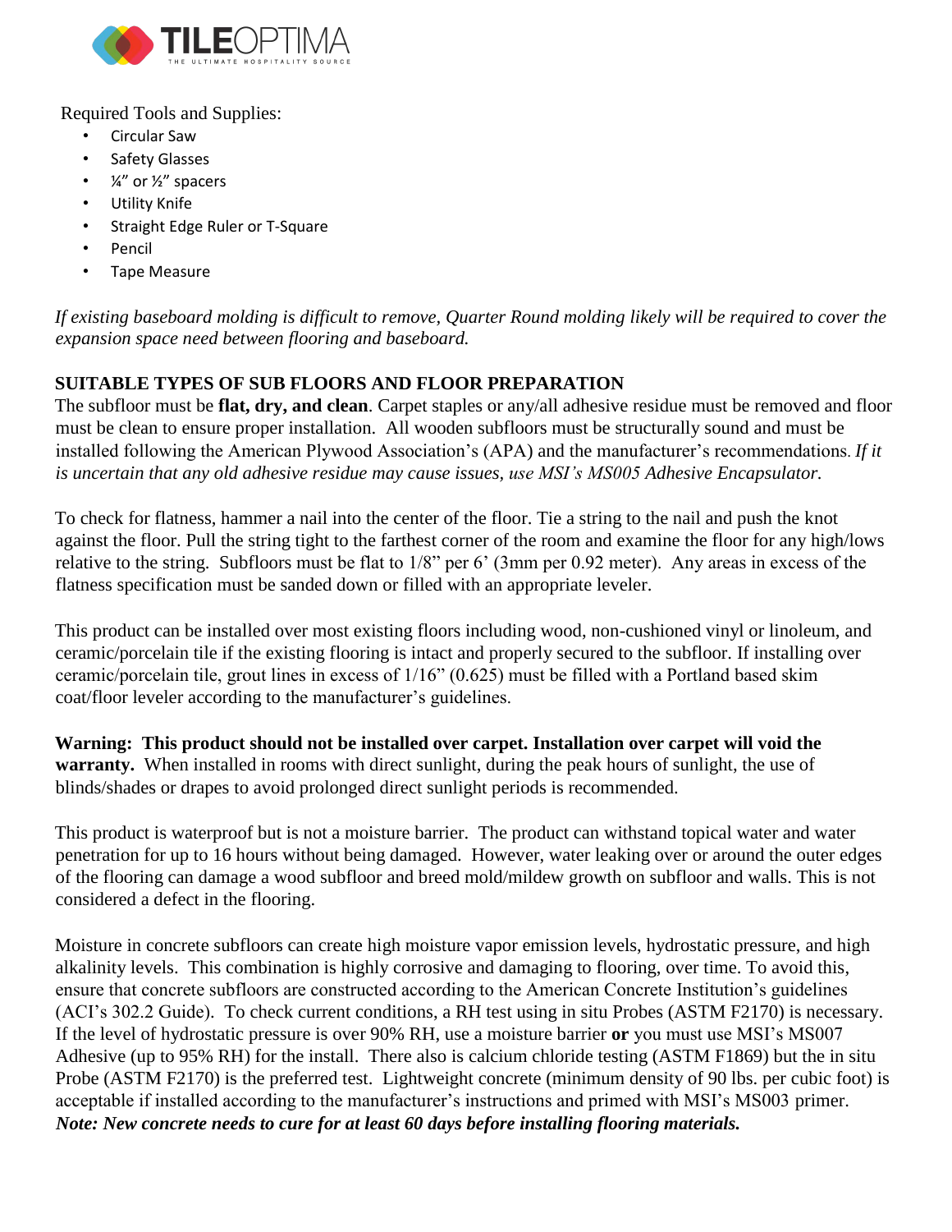Required Tools and Supplies:

- Circular Saw
- Safety Glasses
- ¼" or ½" spacers
- Utility Knife
- Straight Edge Ruler or T-Square
- Pencil
- Tape Measure

*If existing baseboard molding is difficult to remove, Quarter Round molding likely will be required to cover the expansion space need between flooring and baseboard.*

## SUITABLE TYPES OF SUB FLOORS AND FLOOR PREPARATION

The subfloor must be **flat, dry, and clean**. Carpet staples or any/all adhesive residue must be removed and floor must be clean to ensure proper installation. All wooden subfloors must be structurally sound and must be installed following the American Plywood Association's (APA) and the manufacturer's recommendations. *If it is uncertain that any old adhesive residue may cause issues, use MSI's MS005 Adhesive Encapsulator.*

To check for flatness, hammer a nail into the center of the floor. Tie a string to the nail and push the knot against the floor. Pull the string tight to the farthest corner of the room and examine the floor for any high/lows relative to the string. Subfloors must be flat to 1/8" per 6' (3mm per 0.92 meter). Any areas in excess of the flatness specification must be sanded down or filled with an appropriate leveler.

This product can be installed over most existing floors including wood, non-cushioned vinyl or linoleum, and ceramic/porcelain tile if the existing flooring is intact and properly secured to the subfloor. If installing over ceramic/porcelain tile, grout lines in excess of 1/16" (0.625) must be filled with a Portland based skim coat/floor leveler according to the manufacturer's guidelines.

**Warning: This product should not be installed over carpet. Installation over carpet will void the warranty.** When installed in rooms with direct sunlight, during the peak hours of sunlight, the use of blinds/shades or drapes to avoid prolonged direct sunlight periods is recommended.

This product is waterproof but is not a moisture barrier. The product can withstand topical water and water penetration for up to 16 hours without being damaged. However, water leaking over or around the outer edges of the flooring can damage a wood subfloor and breed mold/mildew growth on subfloor and walls. This is not considered a defect in the flooring.

Moisture in concrete subfloors can create high moisture vapor emission levels, hydrostatic pressure, and high alkalinity levels. This combination is highly corrosive and damaging to flooring, over time. To avoid this, ensure that concrete subfloors are constructed according to the American Concrete Institution's guidelines (ACI's 302.2 Guide). To check current conditions, a RH test using in situ Probes (ASTM F2170) is necessary. If the level of hydrostatic pressure is over 90% RH, use a moisture barrier **or** you must use MSI's MS007 Adhesive (up to 95% RH) for the install. There also is calcium chloride testing (ASTM F1869) but the in situ Probe (ASTM F2170) is the preferred test. Lightweight concrete (minimum density of 90 lbs. per cubic foot) is acceptable if installed according to the manufacturer's instructions and primed with MSI's MS003 primer.
***Note: New concrete needs to cure for at least 60 days before installing flooring materials.***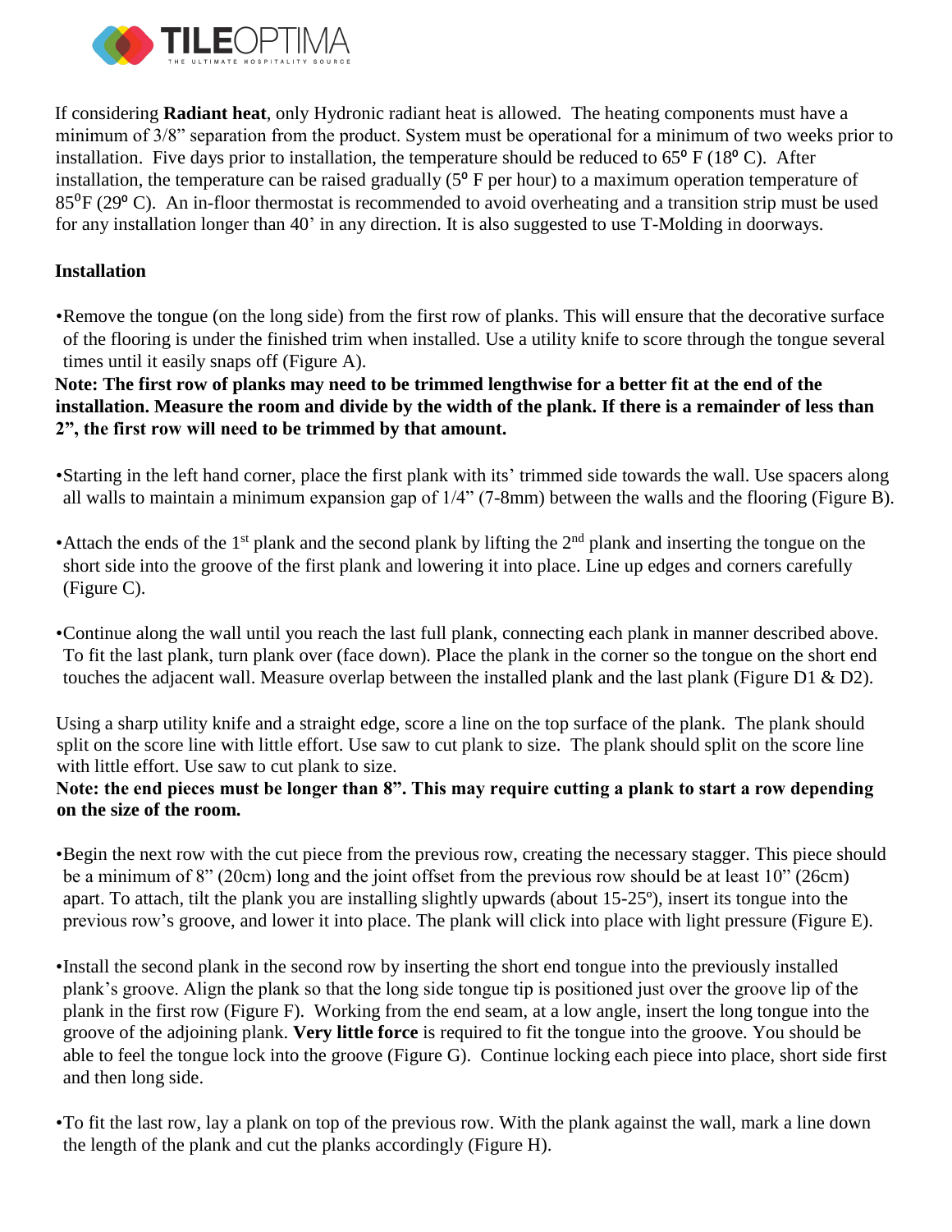If considering **Radiant heat**, only Hydronic radiant heat is allowed. The heating components must have a minimum of 3/8" separation from the product. System must be operational for a minimum of two weeks prior to installation. Five days prior to installation, the temperature should be reduced to 65° F (18° C). After installation, the temperature can be raised gradually (5° F per hour) to a maximum operation temperature of 85°F (29° C). An in-floor thermostat is recommended to avoid overheating and a transition strip must be used for any installation longer than 40' in any direction. It is also suggested to use T-Molding in doorways.

**Installation**

- Remove the tongue (on the long side) from the first row of planks. This will ensure that the decorative surface of the flooring is under the finished trim when installed. Use a utility knife to score through the tongue several times until it easily snaps off (Figure A).

**Note: The first row of planks may need to be trimmed lengthwise for a better fit at the end of the installation. Measure the room and divide by the width of the plank. If there is a remainder of less than 2", the first row will need to be trimmed by that amount.**

- Starting in the left hand corner, place the first plank with its' trimmed side towards the wall. Use spacers along all walls to maintain a minimum expansion gap of 1/4" (7-8mm) between the walls and the flooring (Figure B).

- Attach the ends of the 1st plank and the second plank by lifting the 2nd plank and inserting the tongue on the short side into the groove of the first plank and lowering it into place. Line up edges and corners carefully (Figure C).

- Continue along the wall until you reach the last full plank, connecting each plank in manner described above. To fit the last plank, turn plank over (face down). Place the plank in the corner so the tongue on the short end touches the adjacent wall. Measure overlap between the installed plank and the last plank (Figure D1 & D2).

Using a sharp utility knife and a straight edge, score a line on the top surface of the plank. The plank should split on the score line with little effort. Use saw to cut plank to size. The plank should split on the score line with little effort. Use saw to cut plank to size.

**Note: the end pieces must be longer than 8". This may require cutting a plank to start a row depending on the size of the room.**

- Begin the next row with the cut piece from the previous row, creating the necessary stagger. This piece should be a minimum of 8" (20cm) long and the joint offset from the previous row should be at least 10" (26cm) apart. To attach, tilt the plank you are installing slightly upwards (about 15-25º), insert its tongue into the previous row's groove, and lower it into place. The plank will click into place with light pressure (Figure E).

- Install the second plank in the second row by inserting the short end tongue into the previously installed plank's groove. Align the plank so that the long side tongue tip is positioned just over the groove lip of the plank in the first row (Figure F). Working from the end seam, at a low angle, insert the long tongue into the groove of the adjoining plank. **Very little force** is required to fit the tongue into the groove. You should be able to feel the tongue lock into the groove (Figure G). Continue locking each piece into place, short side first and then long side.

- To fit the last row, lay a plank on top of the previous row. With the plank against the wall, mark a line down the length of the plank and cut the planks accordingly (Figure H).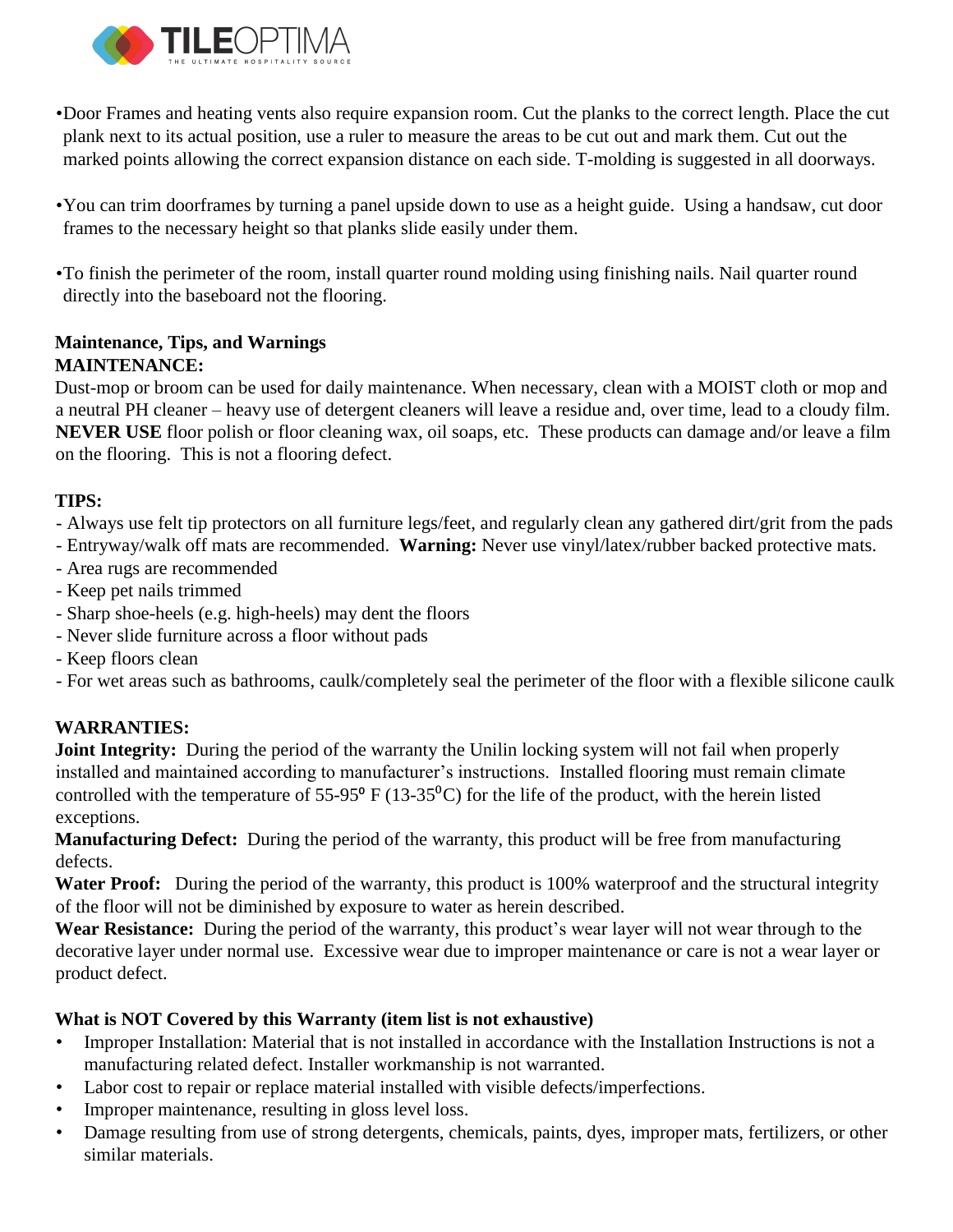- Door Frames and heating vents also require expansion room. Cut the planks to the correct length. Place the cut plank next to its actual position, use a ruler to measure the areas to be cut out and mark them. Cut out the marked points allowing the correct expansion distance on each side. T-molding is suggested in all doorways.

- You can trim doorframes by turning a panel upside down to use as a height guide. Using a handsaw, cut door frames to the necessary height so that planks slide easily under them.

- To finish the perimeter of the room, install quarter round molding using finishing nails. Nail quarter round directly into the baseboard not the flooring.

## Maintenance, Tips, and Warnings

### MAINTENANCE:

Dust-mop or broom can be used for daily maintenance. When necessary, clean with a MOIST cloth or mop and a neutral PH cleaner – heavy use of detergent cleaners will leave a residue and, over time, lead to a cloudy film. **NEVER USE** floor polish or floor cleaning wax, oil soaps, etc. These products can damage and/or leave a film on the flooring. This is not a flooring defect.

### TIPS:

- Always use felt tip protectors on all furniture legs/feet, and regularly clean any gathered dirt/grit from the pads
- Entryway/walk off mats are recommended. **Warning:** Never use vinyl/latex/rubber backed protective mats.
- Area rugs are recommended
- Keep pet nails trimmed
- Sharp shoe-heels (e.g. high-heels) may dent the floors
- Never slide furniture across a floor without pads
- Keep floors clean
- For wet areas such as bathrooms, caulk/completely seal the perimeter of the floor with a flexible silicone caulk

### WARRANTIES:

**Joint Integrity:** During the period of the warranty the Unilin locking system will not fail when properly installed and maintained according to manufacturer's instructions. Installed flooring must remain climate controlled with the temperature of 55-95° F (13-35°C) for the life of the product, with the herein listed exceptions.

**Manufacturing Defect:** During the period of the warranty, this product will be free from manufacturing defects.

**Water Proof:** During the period of the warranty, this product is 100% waterproof and the structural integrity of the floor will not be diminished by exposure to water as herein described.

**Wear Resistance:** During the period of the warranty, this product's wear layer will not wear through to the decorative layer under normal use. Excessive wear due to improper maintenance or care is not a wear layer or product defect.

### What is NOT Covered by this Warranty (item list is not exhaustive)

- Improper Installation: Material that is not installed in accordance with the Installation Instructions is not a manufacturing related defect. Installer workmanship is not warranted.
- Labor cost to repair or replace material installed with visible defects/imperfections.
- Improper maintenance, resulting in gloss level loss.
- Damage resulting from use of strong detergents, chemicals, paints, dyes, improper mats, fertilizers, or other similar materials.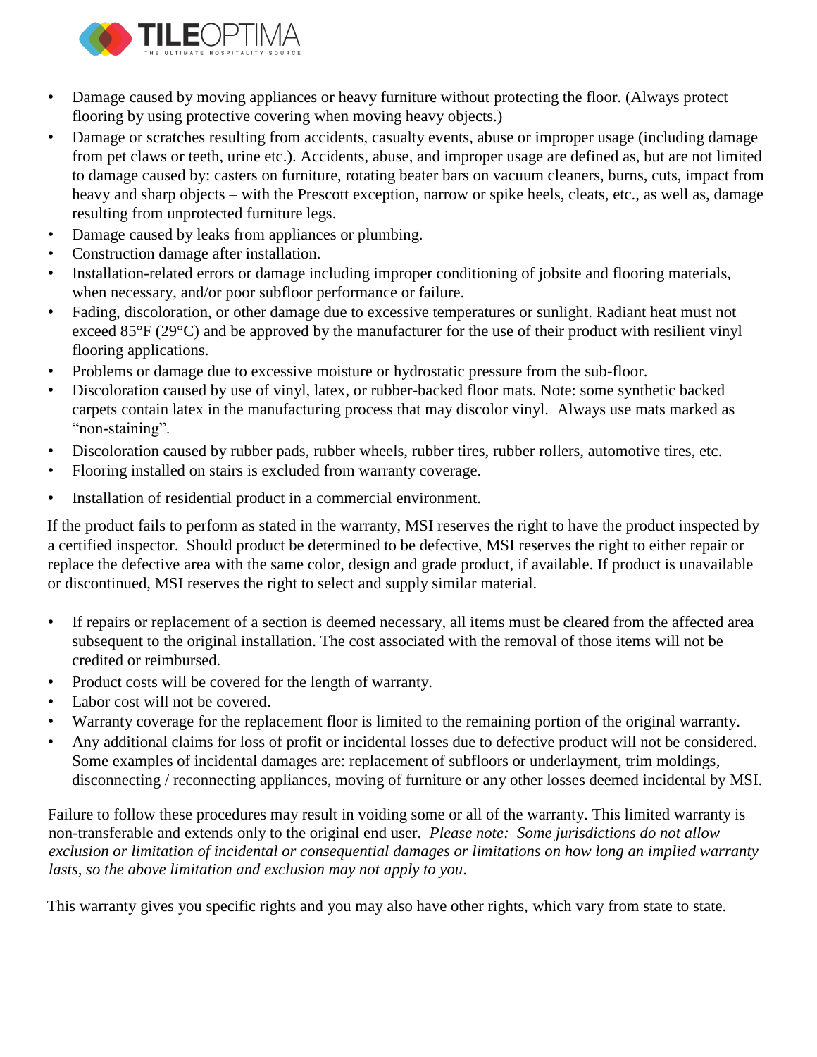- Damage caused by moving appliances or heavy furniture without protecting the floor. (Always protect flooring by using protective covering when moving heavy objects.)
- Damage or scratches resulting from accidents, casualty events, abuse or improper usage (including damage from pet claws or teeth, urine etc.). Accidents, abuse, and improper usage are defined as, but are not limited to damage caused by: casters on furniture, rotating beater bars on vacuum cleaners, burns, cuts, impact from heavy and sharp objects – with the Prescott exception, narrow or spike heels, cleats, etc., as well as, damage resulting from unprotected furniture legs.
- Damage caused by leaks from appliances or plumbing.
- Construction damage after installation.
- Installation-related errors or damage including improper conditioning of jobsite and flooring materials, when necessary, and/or poor subfloor performance or failure.
- Fading, discoloration, or other damage due to excessive temperatures or sunlight. Radiant heat must not exceed 85°F (29°C) and be approved by the manufacturer for the use of their product with resilient vinyl flooring applications.
- Problems or damage due to excessive moisture or hydrostatic pressure from the sub-floor.
- Discoloration caused by use of vinyl, latex, or rubber-backed floor mats. Note: some synthetic backed carpets contain latex in the manufacturing process that may discolor vinyl. Always use mats marked as "non-staining".
- Discoloration caused by rubber pads, rubber wheels, rubber tires, rubber rollers, automotive tires, etc.
- Flooring installed on stairs is excluded from warranty coverage.
- Installation of residential product in a commercial environment.

If the product fails to perform as stated in the warranty, MSI reserves the right to have the product inspected by a certified inspector. Should product be determined to be defective, MSI reserves the right to either repair or replace the defective area with the same color, design and grade product, if available. If product is unavailable or discontinued, MSI reserves the right to select and supply similar material.

- If repairs or replacement of a section is deemed necessary, all items must be cleared from the affected area subsequent to the original installation. The cost associated with the removal of those items will not be credited or reimbursed.
- Product costs will be covered for the length of warranty.
- Labor cost will not be covered.
- Warranty coverage for the replacement floor is limited to the remaining portion of the original warranty.
- Any additional claims for loss of profit or incidental losses due to defective product will not be considered. Some examples of incidental damages are: replacement of subfloors or underlayment, trim moldings, disconnecting / reconnecting appliances, moving of furniture or any other losses deemed incidental by MSI.

Failure to follow these procedures may result in voiding some or all of the warranty. This limited warranty is non-transferable and extends only to the original end user. *Please note: Some jurisdictions do not allow exclusion or limitation of incidental or consequential damages or limitations on how long an implied warranty lasts, so the above limitation and exclusion may not apply to you.*

This warranty gives you specific rights and you may also have other rights, which vary from state to state.